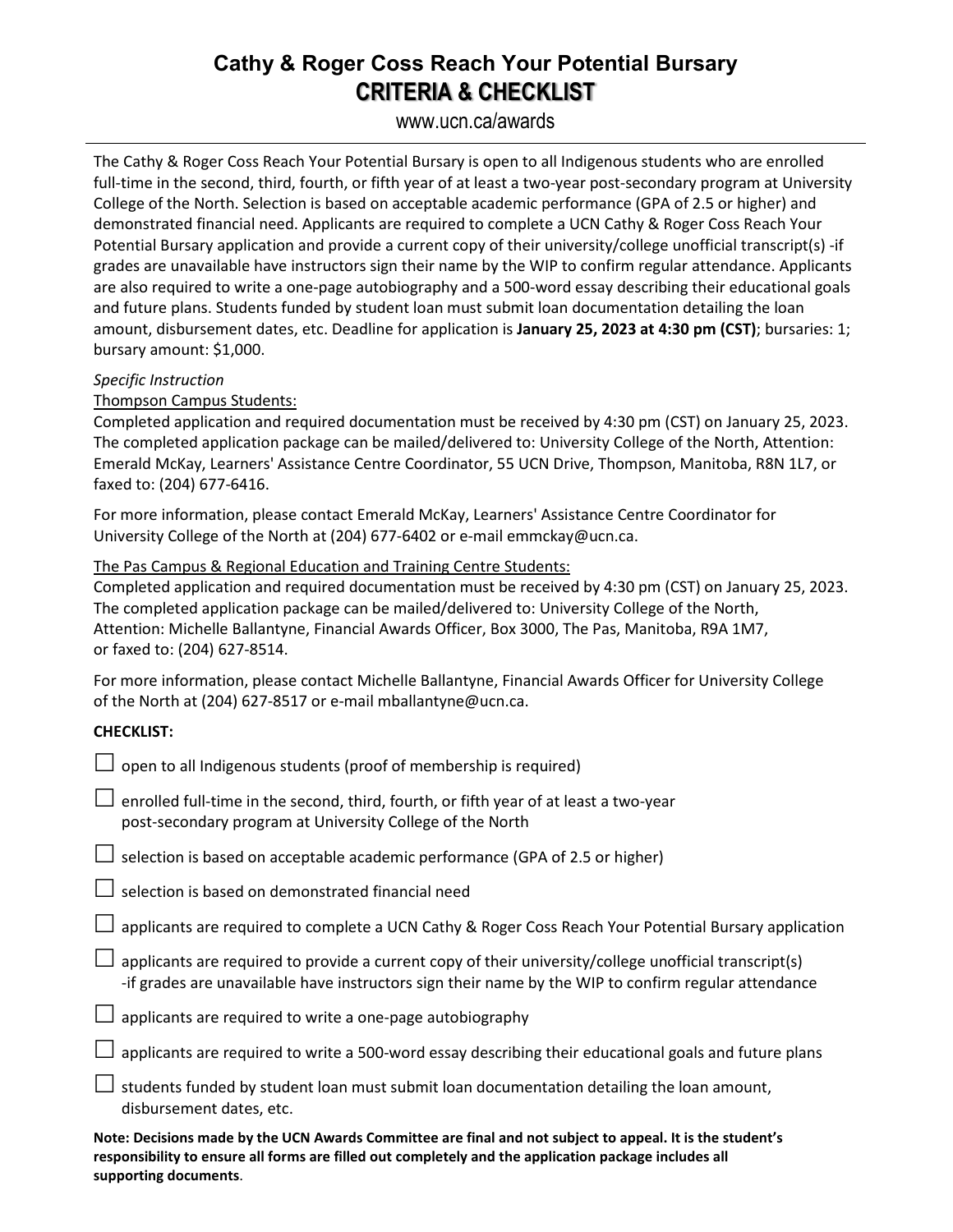# Cathy & Roger Coss Reach Your Potential Bursary

## CRITERIA & CHECKLIST

www.ucn.ca/awards

---

The Cathy & Roger Coss Reach Your Potential Bursary is open to all Indigenous students who are enrolled full-time in the second, third, fourth, or fifth year of at least a two-year post-secondary program at University College of the North. Selection is based on acceptable academic performance (GPA of 2.5 or higher) and demonstrated financial need. Applicants are required to complete a UCN Cathy & Roger Coss Reach Your Potential Bursary application and provide a current copy of their university/college unofficial transcript(s) -if grades are unavailable have instructors sign their name by the WIP to confirm regular attendance. Applicants are also required to write a one-page autobiography and a 500-word essay describing their educational goals and future plans. Students funded by student loan must submit loan documentation detailing the loan amount, disbursement dates, etc. Deadline for application is **January 25, 2023 at 4:30 pm (CST)**; bursaries: 1; bursary amount: $1,000.

*Specific Instruction*

Thompson Campus Students:

Completed application and required documentation must be received by 4:30 pm (CST) on January 25, 2023. The completed application package can be mailed/delivered to: University College of the North, Attention: Emerald McKay, Learners' Assistance Centre Coordinator, 55 UCN Drive, Thompson, Manitoba, R8N 1L7, or faxed to: (204) 677-6416.

For more information, please contact Emerald McKay, Learners' Assistance Centre Coordinator for University College of the North at (204) 677-6402 or e-mail emmckay@ucn.ca.

The Pas Campus & Regional Education and Training Centre Students:

Completed application and required documentation must be received by 4:30 pm (CST) on January 25, 2023. The completed application package can be mailed/delivered to: University College of the North, Attention: Michelle Ballantyne, Financial Awards Officer, Box 3000, The Pas, Manitoba, R9A 1M7, or faxed to: (204) 627-8514.

For more information, please contact Michelle Ballantyne, Financial Awards Officer for University College of the North at (204) 627-8517 or e-mail mballantyne@ucn.ca.

**CHECKLIST:**

- ☐ open to all Indigenous students (proof of membership is required)
- ☐ enrolled full-time in the second, third, fourth, or fifth year of at least a two-year post-secondary program at University College of the North
- ☐ selection is based on acceptable academic performance (GPA of 2.5 or higher)
- ☐ selection is based on demonstrated financial need
- ☐ applicants are required to complete a UCN Cathy & Roger Coss Reach Your Potential Bursary application
- ☐ applicants are required to provide a current copy of their university/college unofficial transcript(s) -if grades are unavailable have instructors sign their name by the WIP to confirm regular attendance
- ☐ applicants are required to write a one-page autobiography
- ☐ applicants are required to write a 500-word essay describing their educational goals and future plans
- ☐ students funded by student loan must submit loan documentation detailing the loan amount, disbursement dates, etc.

**Note: Decisions made by the UCN Awards Committee are final and not subject to appeal. It is the student's responsibility to ensure all forms are filled out completely and the application package includes all supporting documents**.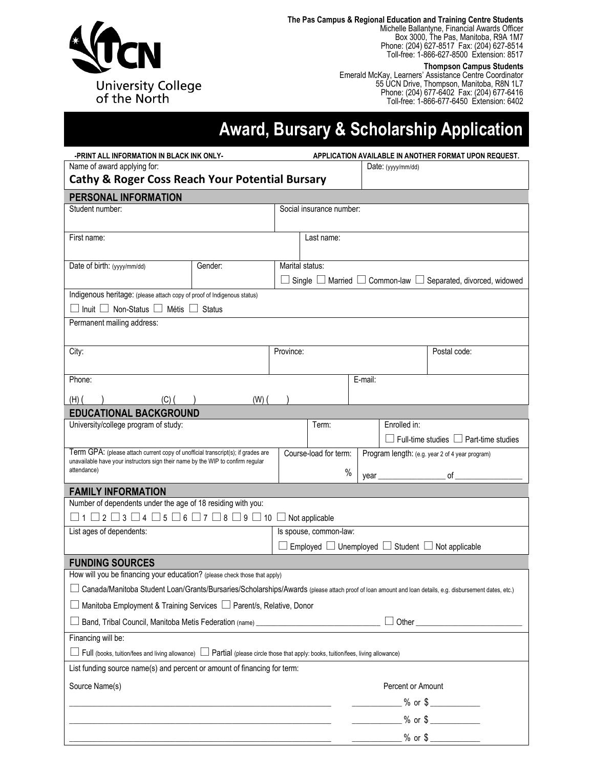University College of the North

**The Pas Campus & Regional Education and Training Centre Students**
Michelle Ballantyne, Financial Awards Officer
Box 3000, The Pas, Manitoba, R9A 1M7
Phone: (204) 627-8517 Fax: (204) 627-8514
Toll-free: 1-866-627-8500 Extension: 8517

**Thompson Campus Students**
Emerald McKay, Learners' Assistance Centre Coordinator
55 UCN Drive, Thompson, Manitoba, R8N 1L7
Phone: (204) 677-6402 Fax: (204) 677-6416
Toll-free: 1-866-677-6450 Extension: 6402

# Award, Bursary & Scholarship Application

**-PRINT ALL INFORMATION IN BLACK INK ONLY-** **APPLICATION AVAILABLE IN ANOTHER FORMAT UPON REQUEST.**

Name of award applying for: **Cathy & Roger Coss Reach Your Potential Bursary**

Date: (yyyy/mm/dd)

## PERSONAL INFORMATION

Student number:

Social insurance number:

First name:

Last name:

Date of birth: (yyyy/mm/dd)

Gender:

Marital status: ☐ Single ☐ Married ☐ Common-law ☐ Separated, divorced, widowed

Indigenous heritage: (please attach copy of proof of Indigenous status)
☐ Inuit ☐ Non-Status ☐ Métis ☐ Status

Permanent mailing address:

City:

Province:

Postal code:

Phone: (H) ( ) (C) ( ) (W) ( )

E-mail:

## EDUCATIONAL BACKGROUND

University/college program of study:

Term:

Enrolled in: ☐ Full-time studies ☐ Part-time studies

Term GPA: (please attach current copy of unofficial transcript(s); if grades are unavailable have your instructors sign their name by the WIP to confirm regular attendance)

Course-load for term: %

Program length: (e.g. year 2 of 4 year program) year ________________ of ________________

## FAMILY INFORMATION

Number of dependents under the age of 18 residing with you:
☐ 1 ☐ 2 ☐ 3 ☐ 4 ☐ 5 ☐ 6 ☐ 7 ☐ 8 ☐ 9 ☐ 10 ☐ Not applicable

List ages of dependents:

Is spouse, common-law: ☐ Employed ☐ Unemployed ☐ Student ☐ Not applicable

## FUNDING SOURCES

How will you be financing your education? (please check those that apply)

☐ Canada/Manitoba Student Loan/Grants/Bursaries/Scholarships/Awards (please attach proof of loan amount and loan details, e.g. disbursement dates, etc.)

☐ Manitoba Employment & Training Services ☐ Parent/s, Relative, Donor

☐ Band, Tribal Council, Manitoba Metis Federation (name) ______________________________ ☐ Other ________________________

Financing will be:

☐ Full (books, tuition/fees and living allowance) ☐ Partial (please circle those that apply: books, tuition/fees, living allowance)

List funding source name(s) and percent or amount of financing for term:

| Source Name(s) | Percent or Amount |
|---|---|
| ______________________________ | ____________ % or $ ____________ |
| ______________________________ | ____________ % or $ ____________ |
| ______________________________ | ____________ % or $ ____________ |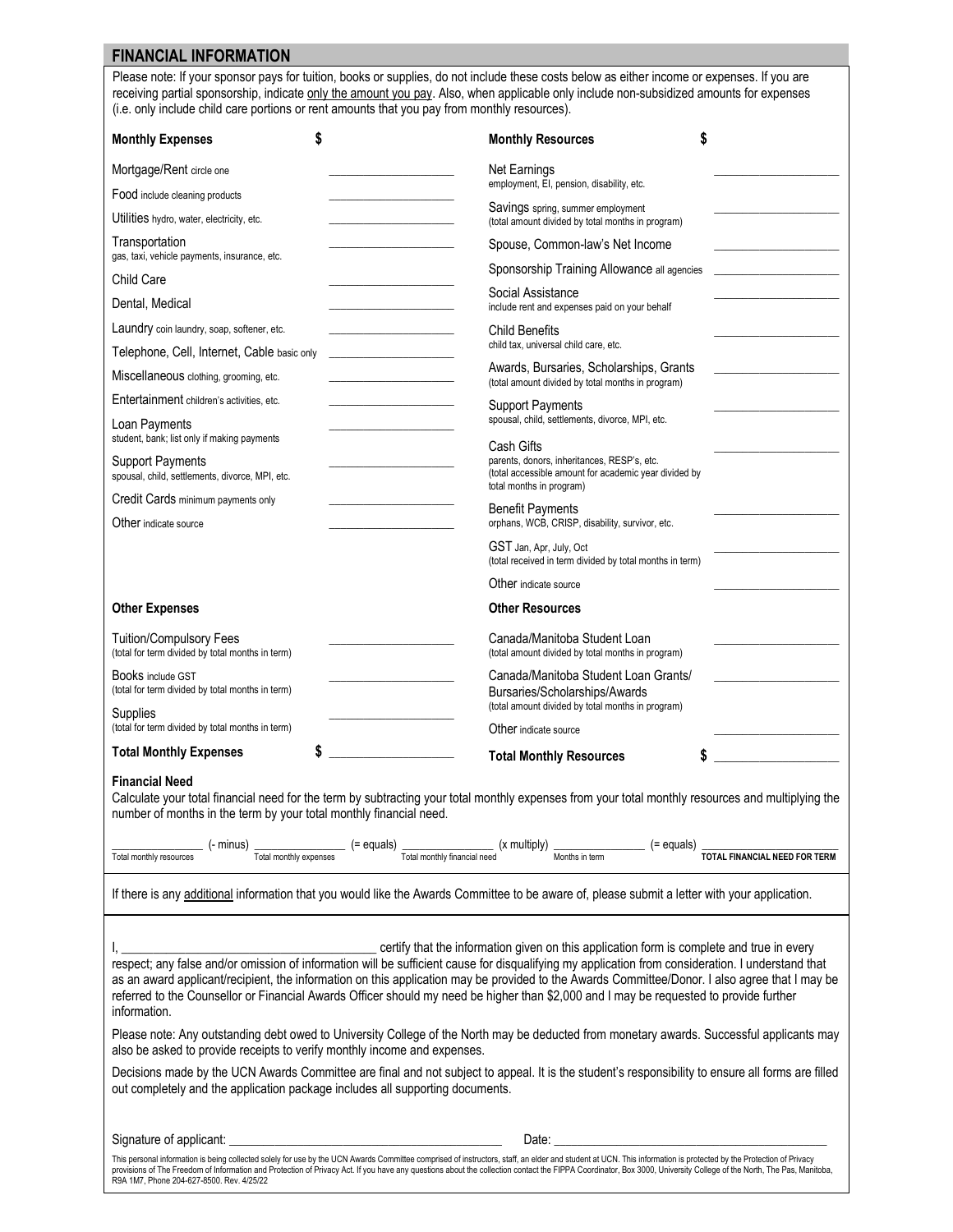## FINANCIAL INFORMATION

Please note: If your sponsor pays for tuition, books or supplies, do not include these costs below as either income or expenses. If you are receiving partial sponsorship, indicate only the amount you pay. Also, when applicable only include non-subsidized amounts for expenses (i.e. only include child care portions or rent amounts that you pay from monthly resources).

| **Monthly Expenses** | **$** | **Monthly Resources** | **$** |
|---|---|---|---|
| Mortgage/Rent circle one | ___________ | Net Earnings employment, EI, pension, disability, etc. | ___________ |
| Food include cleaning products | ___________ | Savings spring, summer employment (total amount divided by total months in program) | ___________ |
| Utilities hydro, water, electricity, etc. | ___________ | Spouse, Common-law's Net Income | ___________ |
| Transportation gas, taxi, vehicle payments, insurance, etc. | ___________ | Sponsorship Training Allowance all agencies | ___________ |
| Child Care | ___________ | Social Assistance include rent and expenses paid on your behalf | ___________ |
| Dental, Medical | ___________ | Child Benefits child tax, universal child care, etc. | ___________ |
| Laundry coin laundry, soap, softener, etc. | ___________ | Awards, Bursaries, Scholarships, Grants (total amount divided by total months in program) | ___________ |
| Telephone, Cell, Internet, Cable basic only | ___________ | Support Payments spousal, child, settlements, divorce, MPI, etc. | ___________ |
| Miscellaneous clothing, grooming, etc. | ___________ | Cash Gifts parents, donors, inheritances, RESP's, etc. (total accessible amount for academic year divided by total months in program) | ___________ |
| Entertainment children's activities, etc. | ___________ | Benefit Payments orphans, WCB, CRISP, disability, survivor, etc. | ___________ |
| Loan Payments student, bank; list only if making payments | ___________ | GST Jan, Apr, July, Oct (total received in term divided by total months in term) | ___________ |
| Support Payments spousal, child, settlements, divorce, MPI, etc. | ___________ | Other indicate source | ___________ |
| Credit Cards minimum payments only | ___________ | | |
| Other indicate source | ___________ | | |
| **Other Expenses** | | **Other Resources** | |
| Tuition/Compulsory Fees (total for term divided by total months in term) | ___________ | Canada/Manitoba Student Loan (total amount divided by total months in program) | ___________ |
| Books include GST (total for term divided by total months in term) | ___________ | Canada/Manitoba Student Loan Grants/ Bursaries/Scholarships/Awards (total amount divided by total months in program) | ___________ |
| Supplies (total for term divided by total months in term) | ___________ | Other indicate source | ___________ |
| **Total Monthly Expenses** | **$** ___________ | **Total Monthly Resources** | **$** ___________ |

**Financial Need**

Calculate your total financial need for the term by subtracting your total monthly expenses from your total monthly resources and multiplying the number of months in the term by your total monthly financial need.

___________ (- minus) ___________ (= equals) ___________ (x multiply) ___________ (= equals) ___________
Total monthly resources — Total monthly expenses — Total monthly financial need — Months in term — **TOTAL FINANCIAL NEED FOR TERM**

If there is any additional information that you would like the Awards Committee to be aware of, please submit a letter with your application.

I, ______________________________ certify that the information given on this application form is complete and true in every respect; any false and/or omission of information will be sufficient cause for disqualifying my application from consideration. I understand that as an award applicant/recipient, the information on this application may be provided to the Awards Committee/Donor. I also agree that I may be referred to the Counsellor or Financial Awards Officer should my need be higher than $2,000 and I may be requested to provide further information.

Please note: Any outstanding debt owed to University College of the North may be deducted from monetary awards. Successful applicants may also be asked to provide receipts to verify monthly income and expenses.

Decisions made by the UCN Awards Committee are final and not subject to appeal. It is the student's responsibility to ensure all forms are filled out completely and the application package includes all supporting documents.

Signature of applicant: ______________________________ Date: ______________________________

This personal information is being collected solely for use by the UCN Awards Committee comprised of instructors, staff, an elder and student at UCN. This information is protected by the Protection of Privacy provisions of The Freedom of Information and Protection of Privacy Act. If you have any questions about the collection contact the FIPPA Coordinator, Box 3000, University College of the North, The Pas, Manitoba, R9A 1M7, Phone 204-627-8500. Rev. 4/25/22